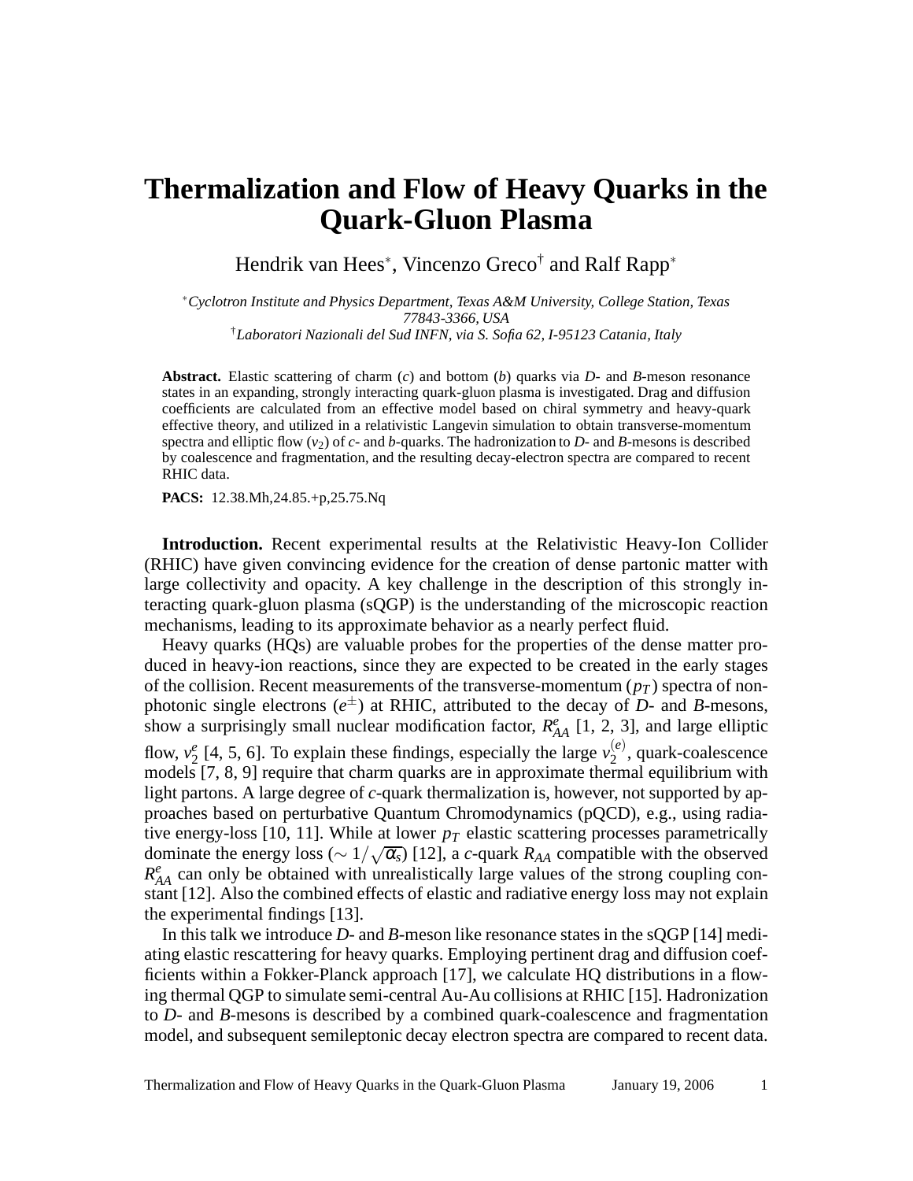# Thermalization and Flow of Heavy Quarks in the Quark-Gluon Plasma

Hendrik van Hees[*], Vincenzo Greco[†] and Ralf Rapp[*]

[*] *Cyclotron Institute and Physics Department, Texas A&M University, College Station, Texas 77843-3366, USA*
[†] *Laboratori Nazionali del Sud INFN, via S. Sofia 62, I-95123 Catania, Italy*

**Abstract.** Elastic scattering of charm ($c$) and bottom ($b$) quarks via $D$- and $B$-meson resonance states in an expanding, strongly interacting quark-gluon plasma is investigated. Drag and diffusion coefficients are calculated from an effective model based on chiral symmetry and heavy-quark effective theory, and utilized in a relativistic Langevin simulation to obtain transverse-momentum spectra and elliptic flow ($v_2$) of $c$- and $b$-quarks. The hadronization to $D$- and $B$-mesons is described by coalescence and fragmentation, and the resulting decay-electron spectra are compared to recent RHIC data.

**PACS:** 12.38.Mh,24.85.+p,25.75.Nq

**Introduction.** Recent experimental results at the Relativistic Heavy-Ion Collider (RHIC) have given convincing evidence for the creation of dense partonic matter with large collectivity and opacity. A key challenge in the description of this strongly interacting quark-gluon plasma (sQGP) is the understanding of the microscopic reaction mechanisms, leading to its approximate behavior as a nearly perfect fluid.

Heavy quarks (HQs) are valuable probes for the properties of the dense matter produced in heavy-ion reactions, since they are expected to be created in the early stages of the collision. Recent measurements of the transverse-momentum ($p_T$) spectra of non-photonic single electrons ($e^{\pm}$) at RHIC, attributed to the decay of $D$- and $B$-mesons, show a surprisingly small nuclear modification factor, $R_{AA}^{e}$ [1, 2, 3], and large elliptic flow, $v_2^{e}$ [4, 5, 6]. To explain these findings, especially the large $v_2^{(e)}$, quark-coalescence models [7, 8, 9] require that charm quarks are in approximate thermal equilibrium with light partons. A large degree of $c$-quark thermalization is, however, not supported by approaches based on perturbative Quantum Chromodynamics (pQCD), e.g., using radiative energy-loss [10, 11]. While at lower $p_T$ elastic scattering processes parametrically dominate the energy loss ($\sim 1/\sqrt{\alpha_s}$) [12], a $c$-quark $R_{AA}$ compatible with the observed $R_{AA}^{e}$ can only be obtained with unrealistically large values of the strong coupling constant [12]. Also the combined effects of elastic and radiative energy loss may not explain the experimental findings [13].

In this talk we introduce $D$- and $B$-meson like resonance states in the sQGP [14] mediating elastic rescattering for heavy quarks. Employing pertinent drag and diffusion coefficients within a Fokker-Planck approach [17], we calculate HQ distributions in a flowing thermal QGP to simulate semi-central Au-Au collisions at RHIC [15]. Hadronization to $D$- and $B$-mesons is described by a combined quark-coalescence and fragmentation model, and subsequent semileptonic decay electron spectra are compared to recent data.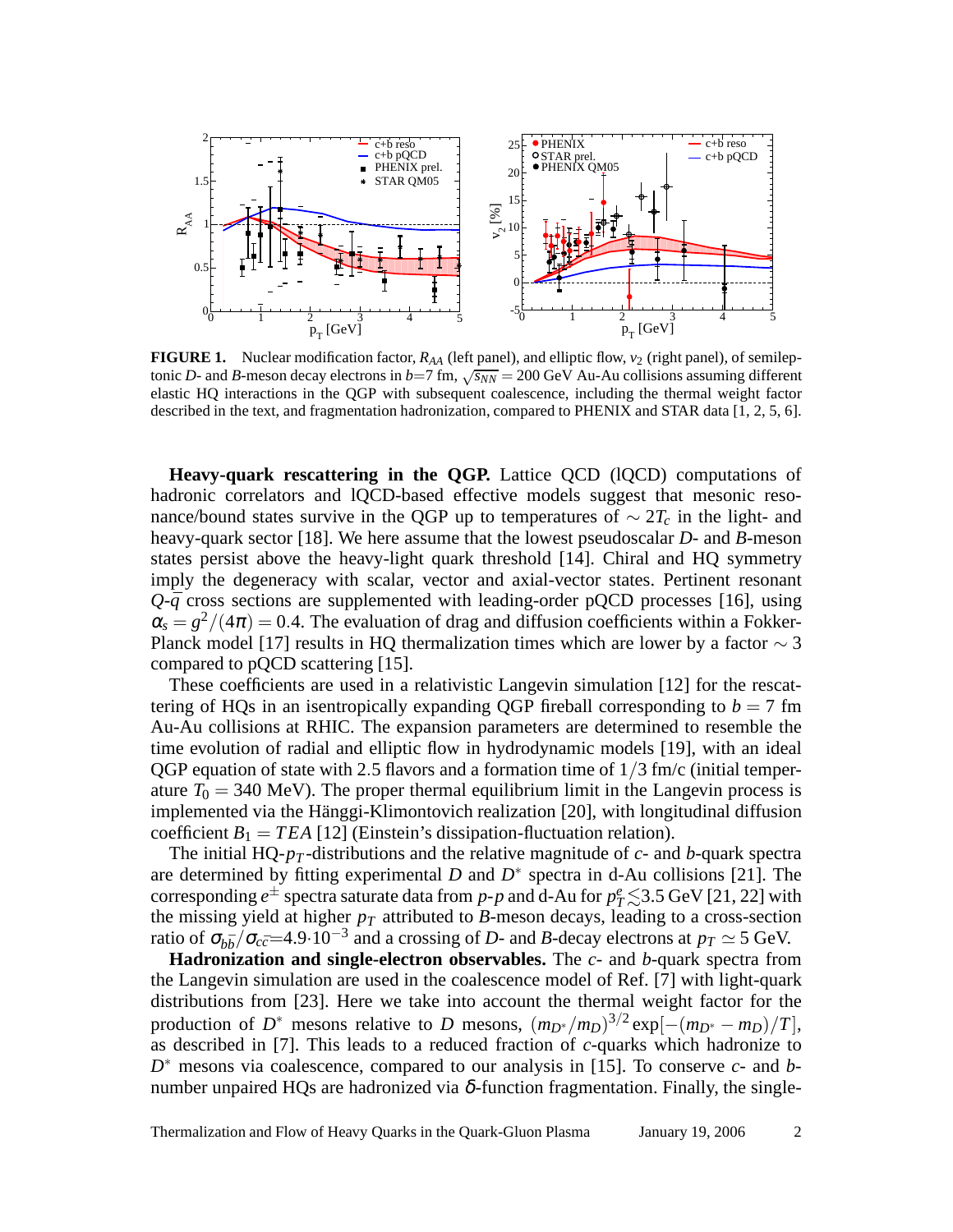**FIGURE 1.** Nuclear modification factor, $R_{AA}$ (left panel), and elliptic flow, $v_2$ (right panel), of semileptonic $D$- and $B$-meson decay electrons in $b$=7 fm, $\sqrt{s_{NN}} = 200$ GeV Au-Au collisions assuming different elastic HQ interactions in the QGP with subsequent coalescence, including the thermal weight factor described in the text, and fragmentation hadronization, compared to PHENIX and STAR data [1, 2, 5, 6].

**Heavy-quark rescattering in the QGP.** Lattice QCD (lQCD) computations of hadronic correlators and lQCD-based effective models suggest that mesonic resonance/bound states survive in the QGP up to temperatures of $\sim 2T_c$ in the light- and heavy-quark sector [18]. We here assume that the lowest pseudoscalar $D$- and $B$-meson states persist above the heavy-light quark threshold [14]. Chiral and HQ symmetry imply the degeneracy with scalar, vector and axial-vector states. Pertinent resonant $Q$-$\bar{q}$ cross sections are supplemented with leading-order pQCD processes [16], using $\alpha_s = g^2/(4\pi) = 0.4$. The evaluation of drag and diffusion coefficients within a Fokker-Planck model [17] results in HQ thermalization times which are lower by a factor $\sim 3$ compared to pQCD scattering [15].

These coefficients are used in a relativistic Langevin simulation [12] for the rescattering of HQs in an isentropically expanding QGP fireball corresponding to $b = 7$ fm Au-Au collisions at RHIC. The expansion parameters are determined to resemble the time evolution of radial and elliptic flow in hydrodynamic models [19], with an ideal QGP equation of state with 2.5 flavors and a formation time of $1/3$ fm/c (initial temperature $T_0 = 340$ MeV). The proper thermal equilibrium limit in the Langevin process is implemented via the Hänggi-Klimontovich realization [20], with longitudinal diffusion coefficient $B_1 = TEA$ [12] (Einstein's dissipation-fluctuation relation).

The initial HQ-$p_T$-distributions and the relative magnitude of $c$- and $b$-quark spectra are determined by fitting experimental $D$ and $D^*$ spectra in d-Au collisions [21]. The corresponding $e^{\pm}$ spectra saturate data from $p$-$p$ and d-Au for $p_T^e \lesssim 3.5$ GeV [21, 22] with the missing yield at higher $p_T$ attributed to $B$-meson decays, leading to a cross-section ratio of $\sigma_{b\bar{b}}/\sigma_{c\bar{c}}$=$4.9 \cdot 10^{-3}$ and a crossing of $D$- and $B$-decay electrons at $p_T \simeq 5$ GeV.

**Hadronization and single-electron observables.** The $c$- and $b$-quark spectra from the Langevin simulation are used in the coalescence model of Ref. [7] with light-quark distributions from [23]. Here we take into account the thermal weight factor for the production of $D^*$ mesons relative to $D$ mesons, $(m_{D^*}/m_D)^{3/2} \exp[-(m_{D^*} - m_D)/T]$, as described in [7]. This leads to a reduced fraction of $c$-quarks which hadronize to $D^*$ mesons via coalescence, compared to our analysis in [15]. To conserve $c$- and $b$-number unpaired HQs are hadronized via $\delta$-function fragmentation. Finally, the single-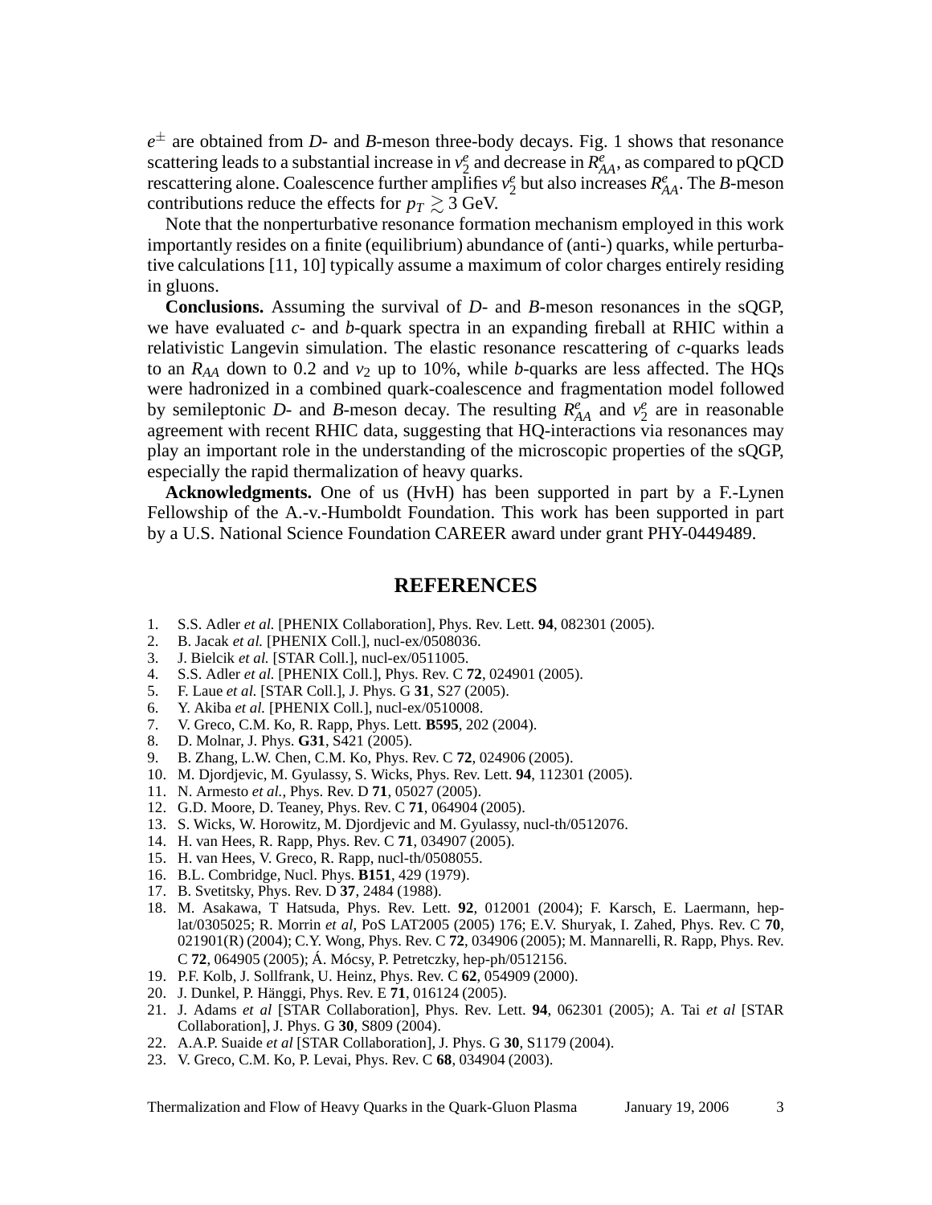$e^{\pm}$ are obtained from *D*- and *B*-meson three-body decays. Fig. 1 shows that resonance scattering leads to a substantial increase in $v_2^e$ and decrease in $R_{AA}^e$, as compared to pQCD rescattering alone. Coalescence further amplifies $v_2^e$ but also increases $R_{AA}^e$. The *B*-meson contributions reduce the effects for $p_T \gtrsim 3$ GeV.

Note that the nonperturbative resonance formation mechanism employed in this work importantly resides on a finite (equilibrium) abundance of (anti-) quarks, while perturbative calculations [11, 10] typically assume a maximum of color charges entirely residing in gluons.

**Conclusions.** Assuming the survival of *D*- and *B*-meson resonances in the sQGP, we have evaluated *c*- and *b*-quark spectra in an expanding fireball at RHIC within a relativistic Langevin simulation. The elastic resonance rescattering of *c*-quarks leads to an $R_{AA}$ down to 0.2 and $v_2$ up to 10%, while *b*-quarks are less affected. The HQs were hadronized in a combined quark-coalescence and fragmentation model followed by semileptonic *D*- and *B*-meson decay. The resulting $R_{AA}^e$ and $v_2^e$ are in reasonable agreement with recent RHIC data, suggesting that HQ-interactions via resonances may play an important role in the understanding of the microscopic properties of the sQGP, especially the rapid thermalization of heavy quarks.

**Acknowledgments.** One of us (HvH) has been supported in part by a F.-Lynen Fellowship of the A.-v.-Humboldt Foundation. This work has been supported in part by a U.S. National Science Foundation CAREER award under grant PHY-0449489.

## REFERENCES

1. S.S. Adler *et al.* [PHENIX Collaboration], Phys. Rev. Lett. **94**, 082301 (2005).
2. B. Jacak *et al.* [PHENIX Coll.], nucl-ex/0508036.
3. J. Bielcik *et al.* [STAR Coll.], nucl-ex/0511005.
4. S.S. Adler *et al.* [PHENIX Coll.], Phys. Rev. C **72**, 024901 (2005).
5. F. Laue *et al.* [STAR Coll.], J. Phys. G **31**, S27 (2005).
6. Y. Akiba *et al.* [PHENIX Coll.], nucl-ex/0510008.
7. V. Greco, C.M. Ko, R. Rapp, Phys. Lett. **B595**, 202 (2004).
8. D. Molnar, J. Phys. **G31**, S421 (2005).
9. B. Zhang, L.W. Chen, C.M. Ko, Phys. Rev. C **72**, 024906 (2005).
10. M. Djordjevic, M. Gyulassy, S. Wicks, Phys. Rev. Lett. **94**, 112301 (2005).
11. N. Armesto *et al.*, Phys. Rev. D **71**, 05027 (2005).
12. G.D. Moore, D. Teaney, Phys. Rev. C **71**, 064904 (2005).
13. S. Wicks, W. Horowitz, M. Djordjevic and M. Gyulassy, nucl-th/0512076.
14. H. van Hees, R. Rapp, Phys. Rev. C **71**, 034907 (2005).
15. H. van Hees, V. Greco, R. Rapp, nucl-th/0508055.
16. B.L. Combridge, Nucl. Phys. **B151**, 429 (1979).
17. B. Svetitsky, Phys. Rev. D **37**, 2484 (1988).
18. M. Asakawa, T Hatsuda, Phys. Rev. Lett. **92**, 012001 (2004); F. Karsch, E. Laermann, hep-lat/0305025; R. Morrin *et al*, PoS LAT2005 (2005) 176; E.V. Shuryak, I. Zahed, Phys. Rev. C **70**, 021901(R) (2004); C.Y. Wong, Phys. Rev. C **72**, 034906 (2005); M. Mannarelli, R. Rapp, Phys. Rev. C **72**, 064905 (2005); Á. Mócsy, P. Petretczky, hep-ph/0512156.
19. P.F. Kolb, J. Sollfrank, U. Heinz, Phys. Rev. C **62**, 054909 (2000).
20. J. Dunkel, P. Hänggi, Phys. Rev. E **71**, 016124 (2005).
21. J. Adams *et al* [STAR Collaboration], Phys. Rev. Lett. **94**, 062301 (2005); A. Tai *et al* [STAR Collaboration], J. Phys. G **30**, S809 (2004).
22. A.A.P. Suaide *et al* [STAR Collaboration], J. Phys. G **30**, S1179 (2004).
23. V. Greco, C.M. Ko, P. Levai, Phys. Rev. C **68**, 034904 (2003).